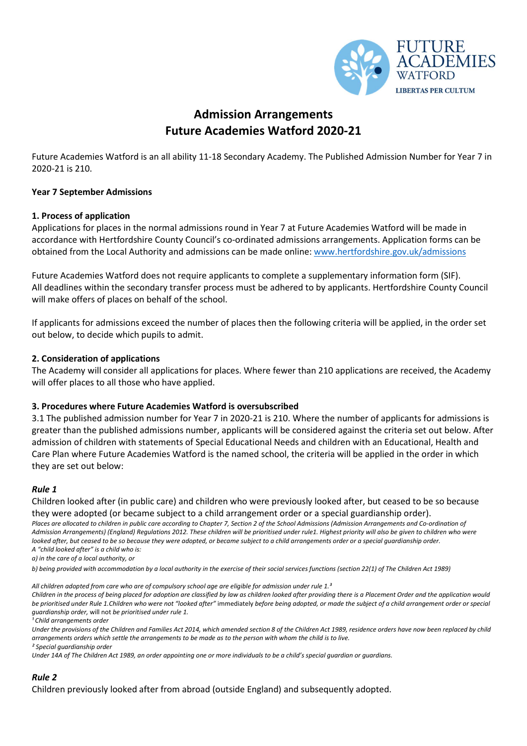# Admission Arrangements
# Future Academies Watford 2020-21

Future Academies Watford is an all ability 11-18 Secondary Academy. The Published Admission Number for Year 7 in 2020-21 is 210.

**Year 7 September Admissions**

### 1. Process of application

Applications for places in the normal admissions round in Year 7 at Future Academies Watford will be made in accordance with Hertfordshire County Council's co-ordinated admissions arrangements. Application forms can be obtained from the Local Authority and admissions can be made online: [www.hertfordshire.gov.uk/admissions](www.hertfordshire.gov.uk/admissions)

Future Academies Watford does not require applicants to complete a supplementary information form (SIF). All deadlines within the secondary transfer process must be adhered to by applicants. Hertfordshire County Council will make offers of places on behalf of the school.

If applicants for admissions exceed the number of places then the following criteria will be applied, in the order set out below, to decide which pupils to admit.

### 2. Consideration of applications

The Academy will consider all applications for places. Where fewer than 210 applications are received, the Academy will offer places to all those who have applied.

### 3. Procedures where Future Academies Watford is oversubscribed

3.1 The published admission number for Year 7 in 2020-21 is 210. Where the number of applicants for admissions is greater than the published admissions number, applicants will be considered against the criteria set out below. After admission of children with statements of Special Educational Needs and children with an Educational, Health and Care Plan where Future Academies Watford is the named school, the criteria will be applied in the order in which they are set out below:

***Rule 1***

Children looked after (in public care) and children who were previously looked after, but ceased to be so because they were adopted (or became subject to a child arrangement order or a special guardianship order).

*Places are allocated to children in public care according to Chapter 7, Section 2 of the School Admissions (Admission Arrangements and Co-ordination of Admission Arrangements) (England) Regulations 2012. These children will be prioritised under rule1. Highest priority will also be given to children who were looked after, but ceased to be so because they were adopted, or became subject to a child arrangements order or a special guardianship order.*

*A "child looked after" is a child who is:*

*a) in the care of a local authority, or*

*b) being provided with accommodation by a local authority in the exercise of their social services functions (section 22(1) of The Children Act 1989)*

*All children adopted from care who are of compulsory school age are eligible for admission under rule 1.*[3]

*Children in the process of being placed for adoption are classified by law as children looked after providing there is a Placement Order and the application would be prioritised under Rule 1.Children who were not "looked after"* immediately *before being adopted, or made the subject of a child arrangement order or special guardianship order,* will not *be prioritised under rule 1.*

[1] *Child arrangements order*

*Under the provisions of the Children and Families Act 2014, which amended section 8 of the Children Act 1989, residence orders have now been replaced by child arrangements orders which settle the arrangements to be made as to the person with whom the child is to live.*

[2] *Special guardianship order*

*Under 14A of The Children Act 1989, an order appointing one or more individuals to be a child's special guardian or guardians.*

***Rule 2***

Children previously looked after from abroad (outside England) and subsequently adopted.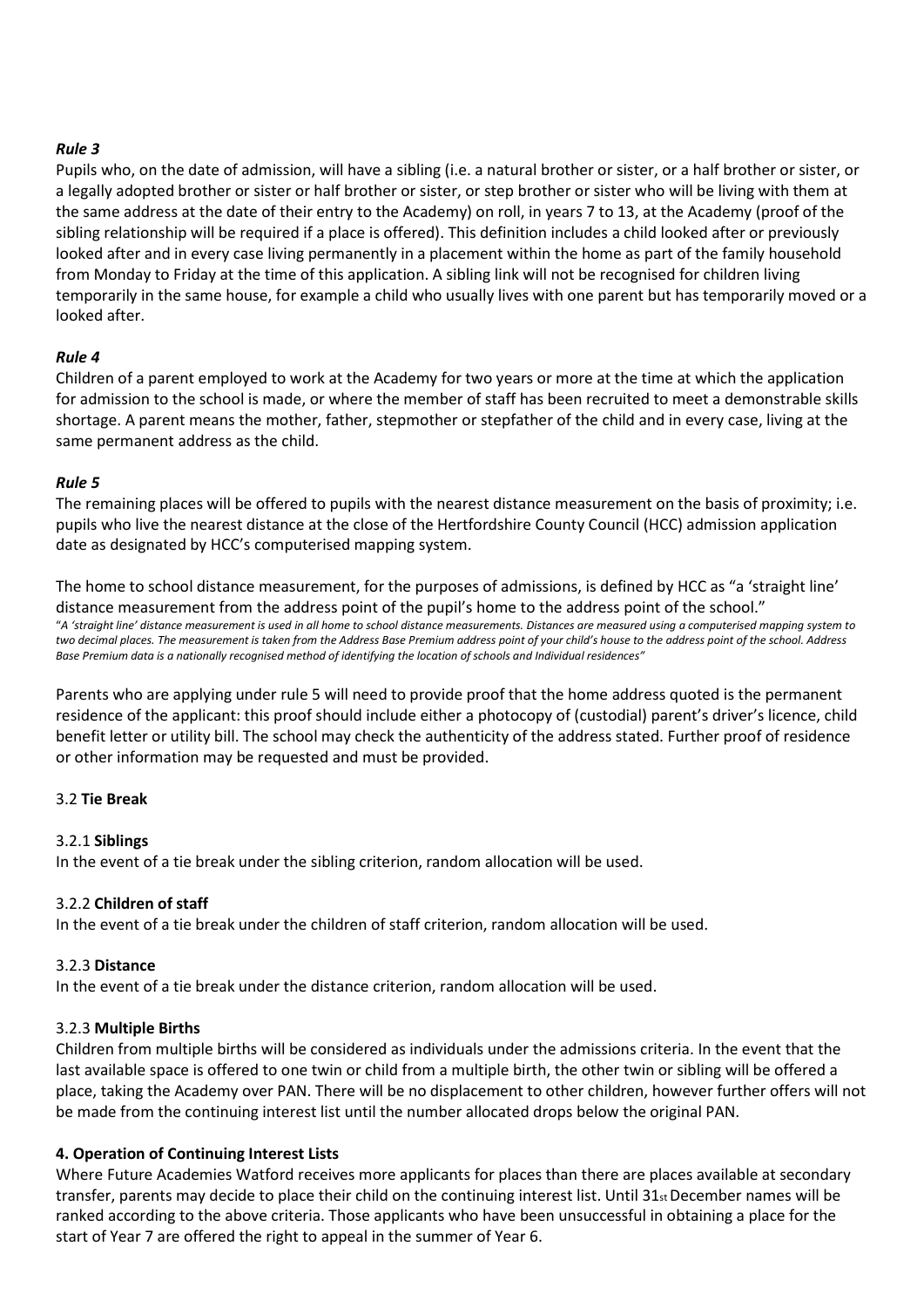***Rule 3***

Pupils who, on the date of admission, will have a sibling (i.e. a natural brother or sister, or a half brother or sister, or a legally adopted brother or sister or half brother or sister, or step brother or sister who will be living with them at the same address at the date of their entry to the Academy) on roll, in years 7 to 13, at the Academy (proof of the sibling relationship will be required if a place is offered). This definition includes a child looked after or previously looked after and in every case living permanently in a placement within the home as part of the family household from Monday to Friday at the time of this application. A sibling link will not be recognised for children living temporarily in the same house, for example a child who usually lives with one parent but has temporarily moved or a looked after.

***Rule 4***

Children of a parent employed to work at the Academy for two years or more at the time at which the application for admission to the school is made, or where the member of staff has been recruited to meet a demonstrable skills shortage. A parent means the mother, father, stepmother or stepfather of the child and in every case, living at the same permanent address as the child.

***Rule 5***

The remaining places will be offered to pupils with the nearest distance measurement on the basis of proximity; i.e. pupils who live the nearest distance at the close of the Hertfordshire County Council (HCC) admission application date as designated by HCC's computerised mapping system.

The home to school distance measurement, for the purposes of admissions, is defined by HCC as "a 'straight line' distance measurement from the address point of the pupil's home to the address point of the school."
"*A 'straight line' distance measurement is used in all home to school distance measurements. Distances are measured using a computerised mapping system to two decimal places. The measurement is taken from the Address Base Premium address point of your child's house to the address point of the school. Address Base Premium data is a nationally recognised method of identifying the location of schools and Individual residences*"

Parents who are applying under rule 5 will need to provide proof that the home address quoted is the permanent residence of the applicant: this proof should include either a photocopy of (custodial) parent's driver's licence, child benefit letter or utility bill. The school may check the authenticity of the address stated. Further proof of residence or other information may be requested and must be provided.

3.2 **Tie Break**

3.2.1 **Siblings**
In the event of a tie break under the sibling criterion, random allocation will be used.

3.2.2 **Children of staff**
In the event of a tie break under the children of staff criterion, random allocation will be used.

3.2.3 **Distance**
In the event of a tie break under the distance criterion, random allocation will be used.

3.2.3 **Multiple Births**
Children from multiple births will be considered as individuals under the admissions criteria. In the event that the last available space is offered to one twin or child from a multiple birth, the other twin or sibling will be offered a place, taking the Academy over PAN. There will be no displacement to other children, however further offers will not be made from the continuing interest list until the number allocated drops below the original PAN.

**4. Operation of Continuing Interest Lists**

Where Future Academies Watford receives more applicants for places than there are places available at secondary transfer, parents may decide to place their child on the continuing interest list. Until 31st December names will be ranked according to the above criteria. Those applicants who have been unsuccessful in obtaining a place for the start of Year 7 are offered the right to appeal in the summer of Year 6.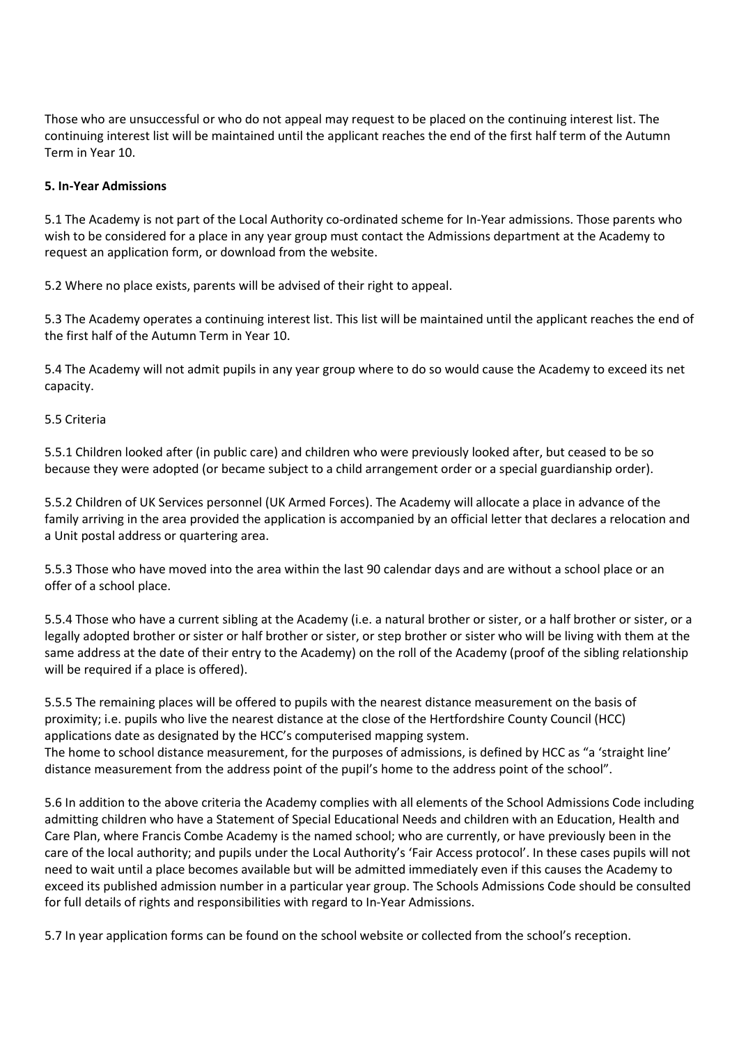Those who are unsuccessful or who do not appeal may request to be placed on the continuing interest list. The continuing interest list will be maintained until the applicant reaches the end of the first half term of the Autumn Term in Year 10.

**5. In-Year Admissions**

5.1 The Academy is not part of the Local Authority co-ordinated scheme for In-Year admissions. Those parents who wish to be considered for a place in any year group must contact the Admissions department at the Academy to request an application form, or download from the website.

5.2 Where no place exists, parents will be advised of their right to appeal.

5.3 The Academy operates a continuing interest list. This list will be maintained until the applicant reaches the end of the first half of the Autumn Term in Year 10.

5.4 The Academy will not admit pupils in any year group where to do so would cause the Academy to exceed its net capacity.

5.5 Criteria

5.5.1 Children looked after (in public care) and children who were previously looked after, but ceased to be so because they were adopted (or became subject to a child arrangement order or a special guardianship order).

5.5.2 Children of UK Services personnel (UK Armed Forces). The Academy will allocate a place in advance of the family arriving in the area provided the application is accompanied by an official letter that declares a relocation and a Unit postal address or quartering area.

5.5.3 Those who have moved into the area within the last 90 calendar days and are without a school place or an offer of a school place.

5.5.4 Those who have a current sibling at the Academy (i.e. a natural brother or sister, or a half brother or sister, or a legally adopted brother or sister or half brother or sister, or step brother or sister who will be living with them at the same address at the date of their entry to the Academy) on the roll of the Academy (proof of the sibling relationship will be required if a place is offered).

5.5.5 The remaining places will be offered to pupils with the nearest distance measurement on the basis of proximity; i.e. pupils who live the nearest distance at the close of the Hertfordshire County Council (HCC) applications date as designated by the HCC's computerised mapping system.
The home to school distance measurement, for the purposes of admissions, is defined by HCC as "a 'straight line' distance measurement from the address point of the pupil's home to the address point of the school".

5.6 In addition to the above criteria the Academy complies with all elements of the School Admissions Code including admitting children who have a Statement of Special Educational Needs and children with an Education, Health and Care Plan, where Francis Combe Academy is the named school; who are currently, or have previously been in the care of the local authority; and pupils under the Local Authority's 'Fair Access protocol'. In these cases pupils will not need to wait until a place becomes available but will be admitted immediately even if this causes the Academy to exceed its published admission number in a particular year group. The Schools Admissions Code should be consulted for full details of rights and responsibilities with regard to In-Year Admissions.

5.7 In year application forms can be found on the school website or collected from the school's reception.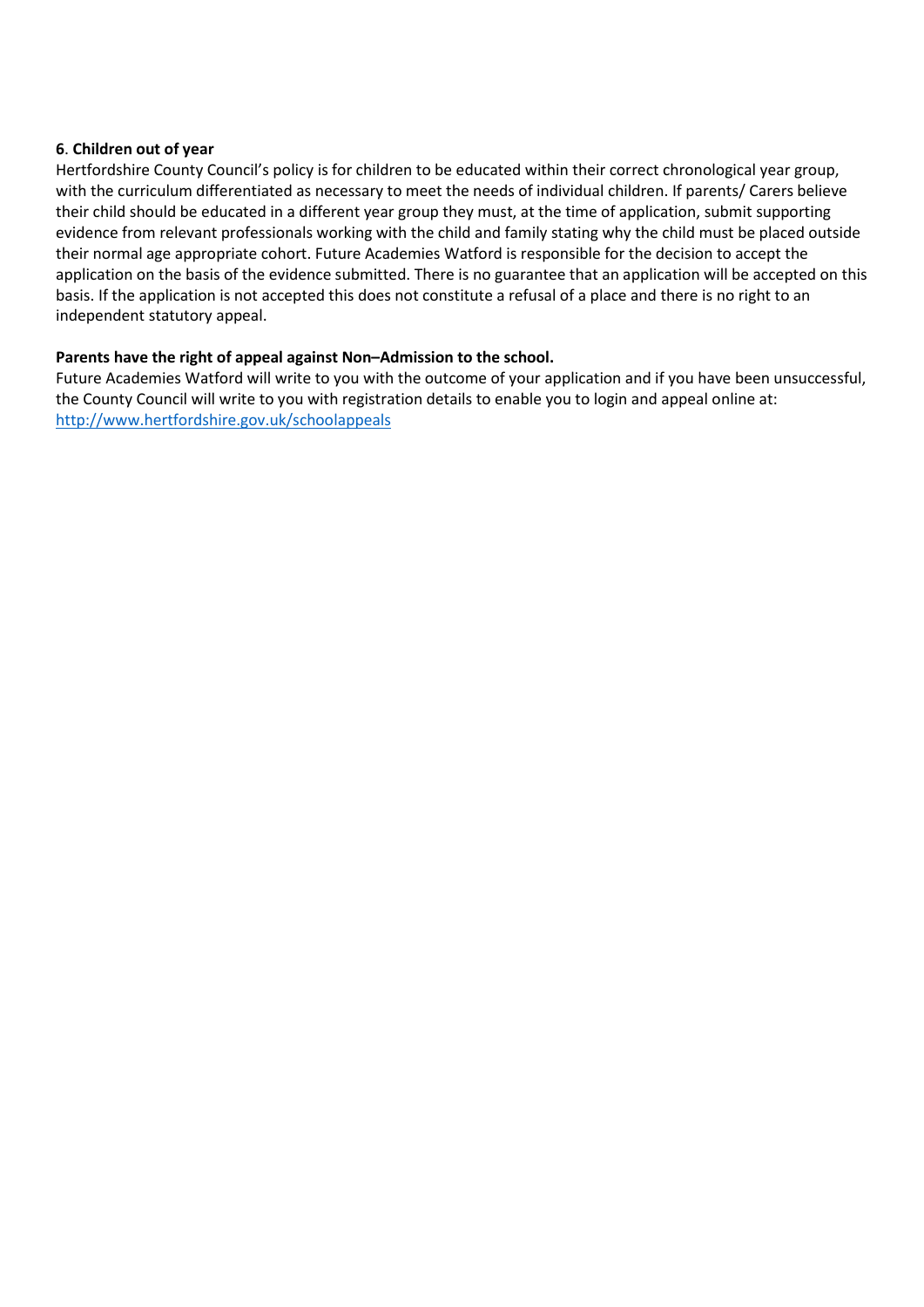**6**. **Children out of year**

Hertfordshire County Council's policy is for children to be educated within their correct chronological year group, with the curriculum differentiated as necessary to meet the needs of individual children. If parents/ Carers believe their child should be educated in a different year group they must, at the time of application, submit supporting evidence from relevant professionals working with the child and family stating why the child must be placed outside their normal age appropriate cohort. Future Academies Watford is responsible for the decision to accept the application on the basis of the evidence submitted. There is no guarantee that an application will be accepted on this basis. If the application is not accepted this does not constitute a refusal of a place and there is no right to an independent statutory appeal.

**Parents have the right of appeal against Non–Admission to the school.**

Future Academies Watford will write to you with the outcome of your application and if you have been unsuccessful, the County Council will write to you with registration details to enable you to login and appeal online at: [http://www.hertfordshire.gov.uk/schoolappeals](http://www.hertfordshire.gov.uk/schoolappeals)